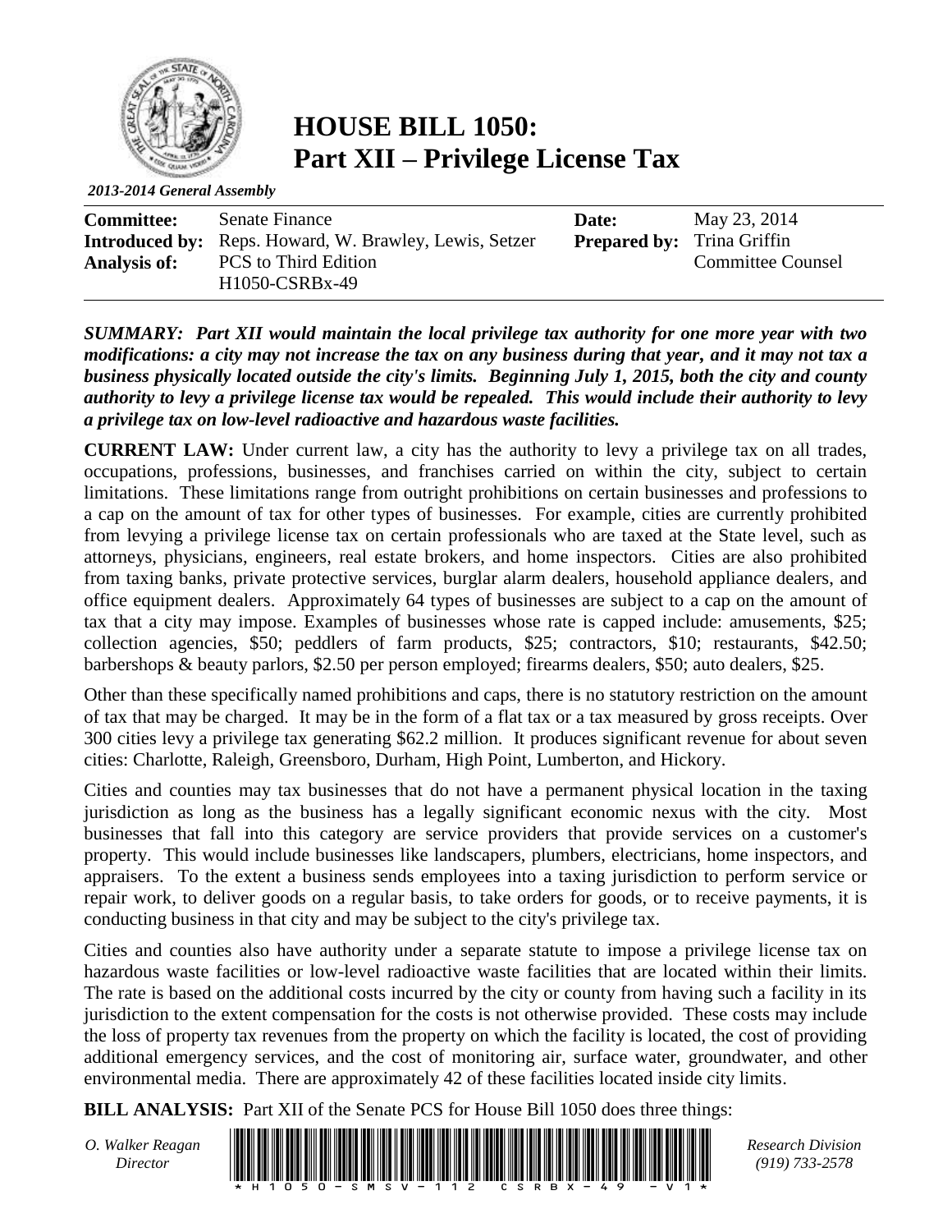# HOUSE BILL 1050: Part XII – Privilege License Tax

*2013-2014 General Assembly*

| | | | |
|---|---|---|---|
| **Committee:** | Senate Finance | **Date:** | May 23, 2014 |
| **Introduced by:** | Reps. Howard, W. Brawley, Lewis, Setzer | **Prepared by:** | Trina Griffin |
| **Analysis of:** | PCS to Third Edition<br>H1050-CSRBx-49 | | Committee Counsel |

***SUMMARY: Part XII would maintain the local privilege tax authority for one more year with two modifications: a city may not increase the tax on any business during that year, and it may not tax a business physically located outside the city's limits. Beginning July 1, 2015, both the city and county authority to levy a privilege license tax would be repealed. This would include their authority to levy a privilege tax on low-level radioactive and hazardous waste facilities.***

**CURRENT LAW:** Under current law, a city has the authority to levy a privilege tax on all trades, occupations, professions, businesses, and franchises carried on within the city, subject to certain limitations. These limitations range from outright prohibitions on certain businesses and professions to a cap on the amount of tax for other types of businesses. For example, cities are currently prohibited from levying a privilege license tax on certain professionals who are taxed at the State level, such as attorneys, physicians, engineers, real estate brokers, and home inspectors. Cities are also prohibited from taxing banks, private protective services, burglar alarm dealers, household appliance dealers, and office equipment dealers. Approximately 64 types of businesses are subject to a cap on the amount of tax that a city may impose. Examples of businesses whose rate is capped include: amusements, $25; collection agencies, $50; peddlers of farm products, $25; contractors, $10; restaurants, $42.50; barbershops & beauty parlors, $2.50 per person employed; firearms dealers, $50; auto dealers, $25.

Other than these specifically named prohibitions and caps, there is no statutory restriction on the amount of tax that may be charged. It may be in the form of a flat tax or a tax measured by gross receipts. Over 300 cities levy a privilege tax generating $62.2 million. It produces significant revenue for about seven cities: Charlotte, Raleigh, Greensboro, Durham, High Point, Lumberton, and Hickory.

Cities and counties may tax businesses that do not have a permanent physical location in the taxing jurisdiction as long as the business has a legally significant economic nexus with the city. Most businesses that fall into this category are service providers that provide services on a customer's property. This would include businesses like landscapers, plumbers, electricians, home inspectors, and appraisers. To the extent a business sends employees into a taxing jurisdiction to perform service or repair work, to deliver goods on a regular basis, to take orders for goods, or to receive payments, it is conducting business in that city and may be subject to the city's privilege tax.

Cities and counties also have authority under a separate statute to impose a privilege license tax on hazardous waste facilities or low-level radioactive waste facilities that are located within their limits. The rate is based on the additional costs incurred by the city or county from having such a facility in its jurisdiction to the extent compensation for the costs is not otherwise provided. These costs may include the loss of property tax revenues from the property on which the facility is located, the cost of providing additional emergency services, and the cost of monitoring air, surface water, groundwater, and other environmental media. There are approximately 42 of these facilities located inside city limits.

**BILL ANALYSIS:** Part XII of the Senate PCS for House Bill 1050 does three things: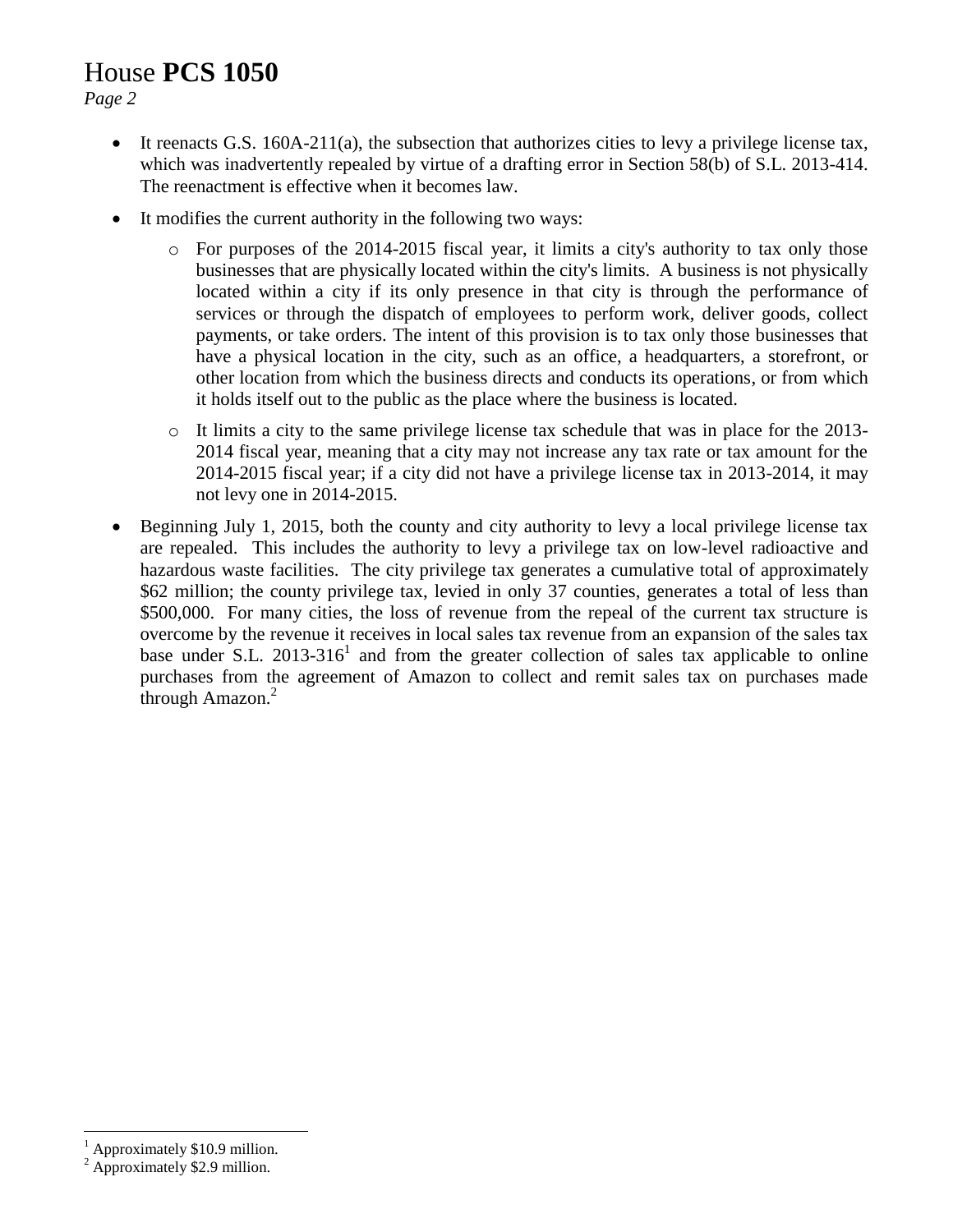- It reenacts G.S. 160A-211(a), the subsection that authorizes cities to levy a privilege license tax, which was inadvertently repealed by virtue of a drafting error in Section 58(b) of S.L. 2013-414. The reenactment is effective when it becomes law.
- It modifies the current authority in the following two ways:
  - For purposes of the 2014-2015 fiscal year, it limits a city's authority to tax only those businesses that are physically located within the city's limits. A business is not physically located within a city if its only presence in that city is through the performance of services or through the dispatch of employees to perform work, deliver goods, collect payments, or take orders. The intent of this provision is to tax only those businesses that have a physical location in the city, such as an office, a headquarters, a storefront, or other location from which the business directs and conducts its operations, or from which it holds itself out to the public as the place where the business is located.
  - It limits a city to the same privilege license tax schedule that was in place for the 2013-2014 fiscal year, meaning that a city may not increase any tax rate or tax amount for the 2014-2015 fiscal year; if a city did not have a privilege license tax in 2013-2014, it may not levy one in 2014-2015.
- Beginning July 1, 2015, both the county and city authority to levy a local privilege license tax are repealed. This includes the authority to levy a privilege tax on low-level radioactive and hazardous waste facilities. The city privilege tax generates a cumulative total of approximately $62 million; the county privilege tax, levied in only 37 counties, generates a total of less than $500,000. For many cities, the loss of revenue from the repeal of the current tax structure is overcome by the revenue it receives in local sales tax revenue from an expansion of the sales tax base under S.L. 2013-316[1] and from the greater collection of sales tax applicable to online purchases from the agreement of Amazon to collect and remit sales tax on purchases made through Amazon.[2]

---

[1] Approximately $10.9 million.

[2] Approximately $2.9 million.